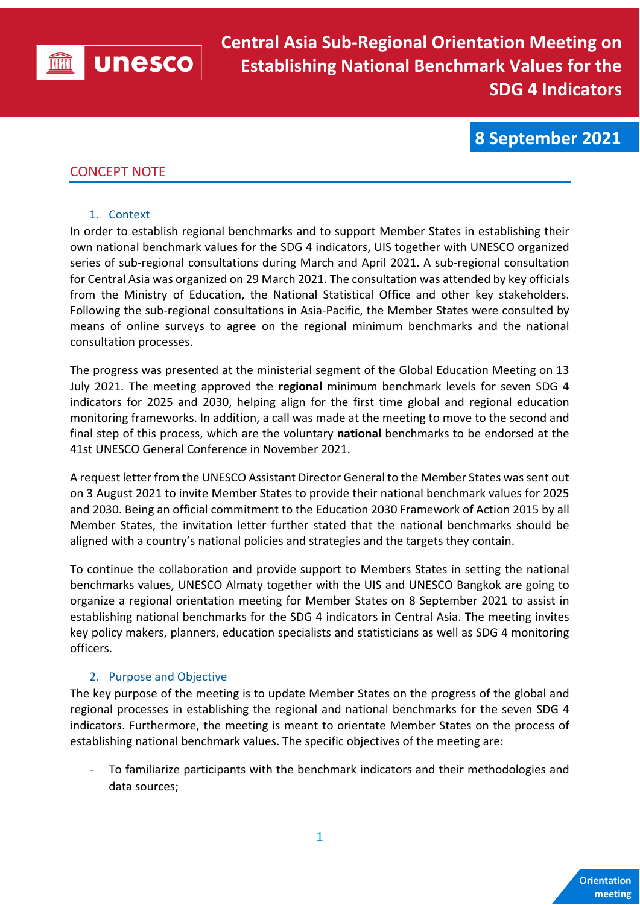# Central Asia Sub-Regional Orientation Meeting on Establishing National Benchmark Values for the SDG 4 Indicators

**8 September 2021**

## CONCEPT NOTE

### 1. Context

In order to establish regional benchmarks and to support Member States in establishing their own national benchmark values for the SDG 4 indicators, UIS together with UNESCO organized series of sub-regional consultations during March and April 2021. A sub-regional consultation for Central Asia was organized on 29 March 2021. The consultation was attended by key officials from the Ministry of Education, the National Statistical Office and other key stakeholders. Following the sub-regional consultations in Asia-Pacific, the Member States were consulted by means of online surveys to agree on the regional minimum benchmarks and the national consultation processes.

The progress was presented at the ministerial segment of the Global Education Meeting on 13 July 2021. The meeting approved the **regional** minimum benchmark levels for seven SDG 4 indicators for 2025 and 2030, helping align for the first time global and regional education monitoring frameworks. In addition, a call was made at the meeting to move to the second and final step of this process, which are the voluntary **national** benchmarks to be endorsed at the 41st UNESCO General Conference in November 2021.

A request letter from the UNESCO Assistant Director General to the Member States was sent out on 3 August 2021 to invite Member States to provide their national benchmark values for 2025 and 2030. Being an official commitment to the Education 2030 Framework of Action 2015 by all Member States, the invitation letter further stated that the national benchmarks should be aligned with a country's national policies and strategies and the targets they contain.

To continue the collaboration and provide support to Members States in setting the national benchmarks values, UNESCO Almaty together with the UIS and UNESCO Bangkok are going to organize a regional orientation meeting for Member States on 8 September 2021 to assist in establishing national benchmarks for the SDG 4 indicators in Central Asia. The meeting invites key policy makers, planners, education specialists and statisticians as well as SDG 4 monitoring officers.

### 2. Purpose and Objective

The key purpose of the meeting is to update Member States on the progress of the global and regional processes in establishing the regional and national benchmarks for the seven SDG 4 indicators. Furthermore, the meeting is meant to orientate Member States on the process of establishing national benchmark values. The specific objectives of the meeting are:

- To familiarize participants with the benchmark indicators and their methodologies and data sources;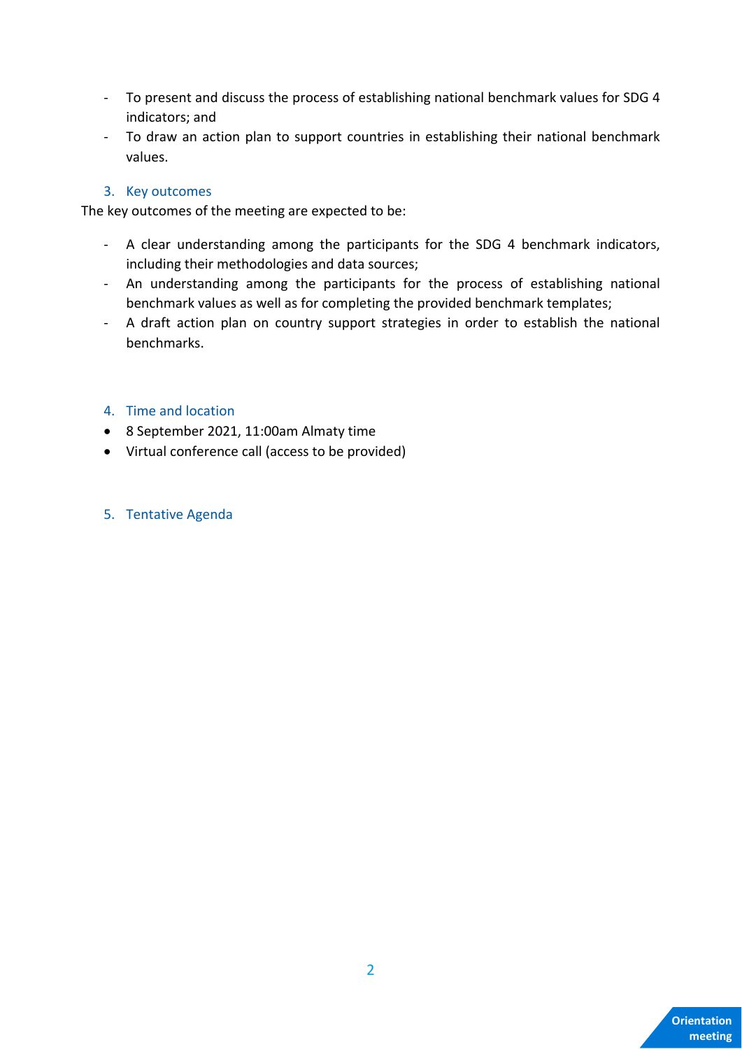- To present and discuss the process of establishing national benchmark values for SDG 4 indicators; and
- To draw an action plan to support countries in establishing their national benchmark values.

## 3. Key outcomes

The key outcomes of the meeting are expected to be:

- A clear understanding among the participants for the SDG 4 benchmark indicators, including their methodologies and data sources;
- An understanding among the participants for the process of establishing national benchmark values as well as for completing the provided benchmark templates;
- A draft action plan on country support strategies in order to establish the national benchmarks.

## 4. Time and location

- 8 September 2021, 11:00am Almaty time
- Virtual conference call (access to be provided)

## 5. Tentative Agenda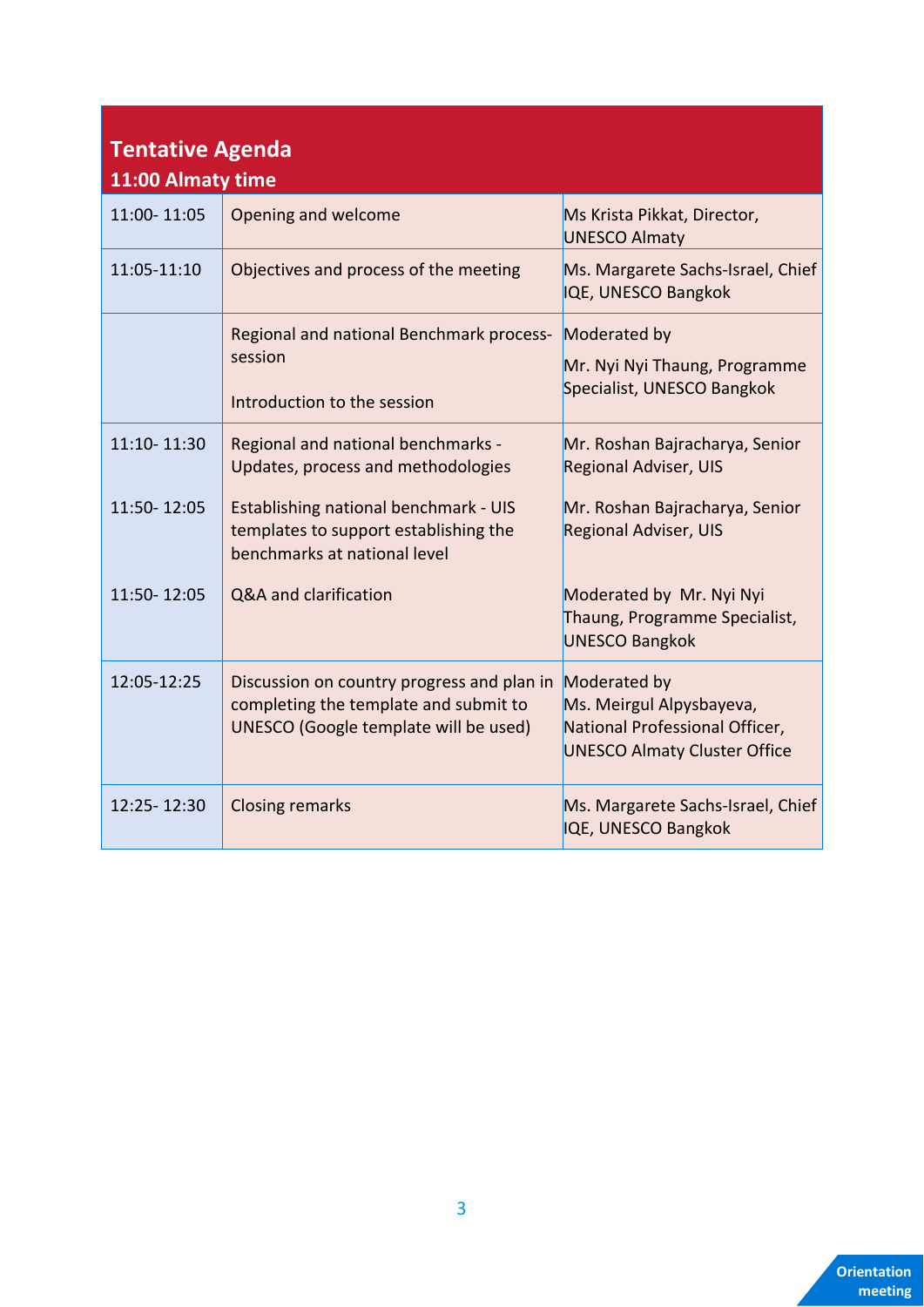## Tentative Agenda

### 11:00 Almaty time

| | | |
|---|---|---|
| 11:00- 11:05 | Opening and welcome | Ms Krista Pikkat, Director, UNESCO Almaty |
| 11:05-11:10 | Objectives and process of the meeting | Ms. Margarete Sachs-Israel, Chief IQE, UNESCO Bangkok |
| | Regional and national Benchmark process- session<br><br>Introduction to the session | Moderated by<br>Mr. Nyi Nyi Thaung, Programme Specialist, UNESCO Bangkok |
| 11:10- 11:30 | Regional and national benchmarks - Updates, process and methodologies | Mr. Roshan Bajracharya, Senior Regional Adviser, UIS |
| 11:50- 12:05 | Establishing national benchmark - UIS templates to support establishing the benchmarks at national level | Mr. Roshan Bajracharya, Senior Regional Adviser, UIS |
| 11:50- 12:05 | Q&A and clarification | Moderated by Mr. Nyi Nyi Thaung, Programme Specialist, UNESCO Bangkok |
| 12:05-12:25 | Discussion on country progress and plan in completing the template and submit to UNESCO (Google template will be used) | Moderated by<br>Ms. Meirgul Alpysbayeva, National Professional Officer, UNESCO Almaty Cluster Office |
| 12:25- 12:30 | Closing remarks | Ms. Margarete Sachs-Israel, Chief IQE, UNESCO Bangkok |